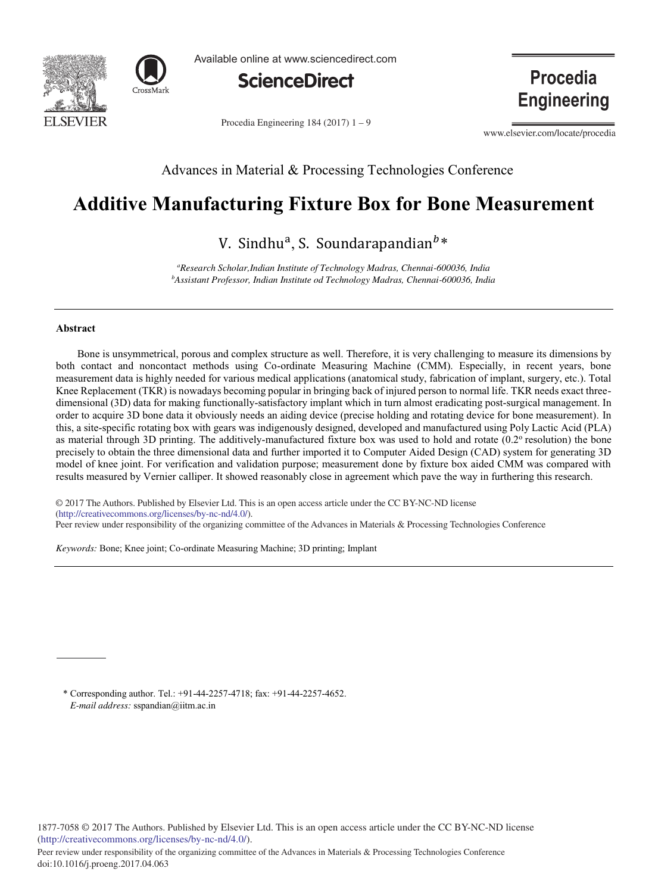Advances in Material & Processing Technologies Conference

# Additive Manufacturing Fixture Box for Bone Measurement

V. Sindhu[a], S. Soundarapandian[b]*

[a]*Research Scholar,Indian Institute of Technology Madras, Chennai-600036, India*
[b]*Assistant Professor, Indian Institute od Technology Madras, Chennai-600036, India*

---

## Abstract

Bone is unsymmetrical, porous and complex structure as well. Therefore, it is very challenging to measure its dimensions by both contact and noncontact methods using Co-ordinate Measuring Machine (CMM). Especially, in recent years, bone measurement data is highly needed for various medical applications (anatomical study, fabrication of implant, surgery, etc.). Total Knee Replacement (TKR) is nowadays becoming popular in bringing back of injured person to normal life. TKR needs exact three-dimensional (3D) data for making functionally-satisfactory implant which in turn almost eradicating post-surgical management. In order to acquire 3D bone data it obviously needs an aiding device (precise holding and rotating device for bone measurement). In this, a site-specific rotating box with gears was indigenously designed, developed and manufactured using Poly Lactic Acid (PLA) as material through 3D printing. The additively-manufactured fixture box was used to hold and rotate (0.2° resolution) the bone precisely to obtain the three dimensional data and further imported it to Computer Aided Design (CAD) system for generating 3D model of knee joint. For verification and validation purpose; measurement done by fixture box aided CMM was compared with results measured by Vernier calliper. It showed reasonably close in agreement which pave the way in furthering this research.

© 2017 The Authors. Published by Elsevier Ltd. This is an open access article under the CC BY-NC-ND license (http://creativecommons.org/licenses/by-nc-nd/4.0/).
Peer review under responsibility of the organizing committee of the Advances in Materials & Processing Technologies Conference

*Keywords:* Bone; Knee joint; Co-ordinate Measuring Machine; 3D printing; Implant

---

\* Corresponding author. Tel.: +91-44-2257-4718; fax: +91-44-2257-4652.
*E-mail address:* sspandian@iitm.ac.in

1877-7058 © 2017 The Authors. Published by Elsevier Ltd. This is an open access article under the CC BY-NC-ND license (http://creativecommons.org/licenses/by-nc-nd/4.0/).
Peer review under responsibility of the organizing committee of the Advances in Materials & Processing Technologies Conference
doi:10.1016/j.proeng.2017.04.063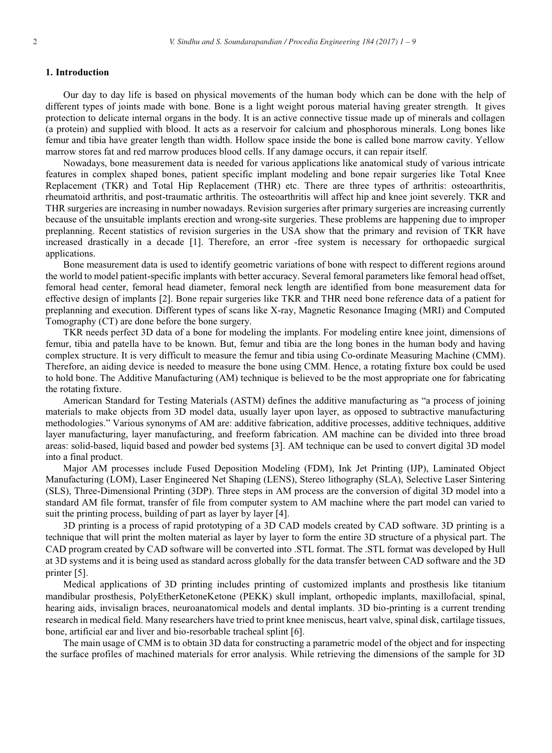## 1. Introduction

Our day to day life is based on physical movements of the human body which can be done with the help of different types of joints made with bone. Bone is a light weight porous material having greater strength. It gives protection to delicate internal organs in the body. It is an active connective tissue made up of minerals and collagen (a protein) and supplied with blood. It acts as a reservoir for calcium and phosphorous minerals. Long bones like femur and tibia have greater length than width. Hollow space inside the bone is called bone marrow cavity. Yellow marrow stores fat and red marrow produces blood cells. If any damage occurs, it can repair itself.

Nowadays, bone measurement data is needed for various applications like anatomical study of various intricate features in complex shaped bones, patient specific implant modeling and bone repair surgeries like Total Knee Replacement (TKR) and Total Hip Replacement (THR) etc. There are three types of arthritis: osteoarthritis, rheumatoid arthritis, and post-traumatic arthritis. The osteoarthritis will affect hip and knee joint severely. TKR and THR surgeries are increasing in number nowadays. Revision surgeries after primary surgeries are increasing currently because of the unsuitable implants erection and wrong-site surgeries. These problems are happening due to improper preplanning. Recent statistics of revision surgeries in the USA show that the primary and revision of TKR have increased drastically in a decade [1]. Therefore, an error -free system is necessary for orthopaedic surgical applications.

Bone measurement data is used to identify geometric variations of bone with respect to different regions around the world to model patient-specific implants with better accuracy. Several femoral parameters like femoral head offset, femoral head center, femoral head diameter, femoral neck length are identified from bone measurement data for effective design of implants [2]. Bone repair surgeries like TKR and THR need bone reference data of a patient for preplanning and execution. Different types of scans like X-ray, Magnetic Resonance Imaging (MRI) and Computed Tomography (CT) are done before the bone surgery.

TKR needs perfect 3D data of a bone for modeling the implants. For modeling entire knee joint, dimensions of femur, tibia and patella have to be known. But, femur and tibia are the long bones in the human body and having complex structure. It is very difficult to measure the femur and tibia using Co-ordinate Measuring Machine (CMM). Therefore, an aiding device is needed to measure the bone using CMM. Hence, a rotating fixture box could be used to hold bone. The Additive Manufacturing (AM) technique is believed to be the most appropriate one for fabricating the rotating fixture.

American Standard for Testing Materials (ASTM) defines the additive manufacturing as "a process of joining materials to make objects from 3D model data, usually layer upon layer, as opposed to subtractive manufacturing methodologies." Various synonyms of AM are: additive fabrication, additive processes, additive techniques, additive layer manufacturing, layer manufacturing, and freeform fabrication. AM machine can be divided into three broad areas: solid-based, liquid based and powder bed systems [3]. AM technique can be used to convert digital 3D model into a final product.

Major AM processes include Fused Deposition Modeling (FDM), Ink Jet Printing (IJP), Laminated Object Manufacturing (LOM), Laser Engineered Net Shaping (LENS), Stereo lithography (SLA), Selective Laser Sintering (SLS), Three-Dimensional Printing (3DP). Three steps in AM process are the conversion of digital 3D model into a standard AM file format, transfer of file from computer system to AM machine where the part model can varied to suit the printing process, building of part as layer by layer [4].

3D printing is a process of rapid prototyping of a 3D CAD models created by CAD software. 3D printing is a technique that will print the molten material as layer by layer to form the entire 3D structure of a physical part. The CAD program created by CAD software will be converted into .STL format. The .STL format was developed by Hull at 3D systems and it is being used as standard across globally for the data transfer between CAD software and the 3D printer [5].

Medical applications of 3D printing includes printing of customized implants and prosthesis like titanium mandibular prosthesis, PolyEtherKetoneKetone (PEKK) skull implant, orthopedic implants, maxillofacial, spinal, hearing aids, invisalign braces, neuroanatomical models and dental implants. 3D bio-printing is a current trending research in medical field. Many researchers have tried to print knee meniscus, heart valve, spinal disk, cartilage tissues, bone, artificial ear and liver and bio-resorbable tracheal splint [6].

The main usage of CMM is to obtain 3D data for constructing a parametric model of the object and for inspecting the surface profiles of machined materials for error analysis. While retrieving the dimensions of the sample for 3D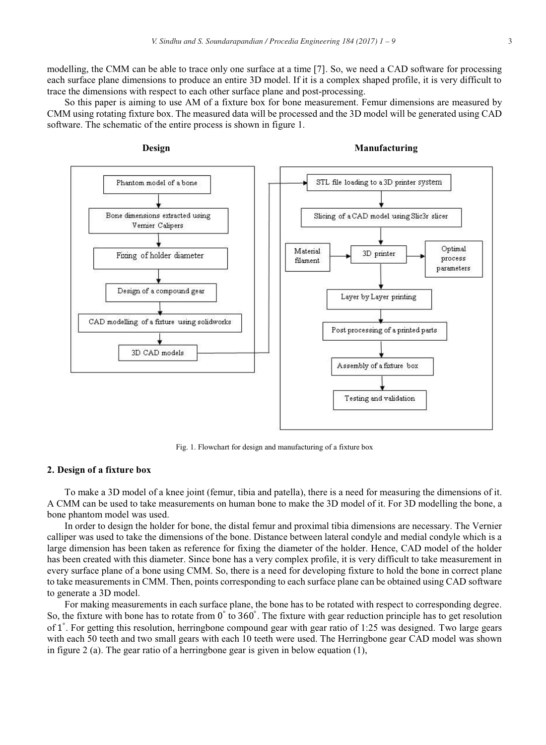modelling, the CMM can be able to trace only one surface at a time [7]. So, we need a CAD software for processing each surface plane dimensions to produce an entire 3D model. If it is a complex shaped profile, it is very difficult to trace the dimensions with respect to each other surface plane and post-processing.

So this paper is aiming to use AM of a fixture box for bone measurement. Femur dimensions are measured by CMM using rotating fixture box. The measured data will be processed and the 3D model will be generated using CAD software. The schematic of the entire process is shown in figure 1.

Fig. 1. Flowchart for design and manufacturing of a fixture box

## 2. Design of a fixture box

To make a 3D model of a knee joint (femur, tibia and patella), there is a need for measuring the dimensions of it. A CMM can be used to take measurements on human bone to make the 3D model of it. For 3D modelling the bone, a bone phantom model was used.

In order to design the holder for bone, the distal femur and proximal tibia dimensions are necessary. The Vernier calliper was used to take the dimensions of the bone. Distance between lateral condyle and medial condyle which is a large dimension has been taken as reference for fixing the diameter of the holder. Hence, CAD model of the holder has been created with this diameter. Since bone has a very complex profile, it is very difficult to take measurement in every surface plane of a bone using CMM. So, there is a need for developing fixture to hold the bone in correct plane to take measurements in CMM. Then, points corresponding to each surface plane can be obtained using CAD software to generate a 3D model.

For making measurements in each surface plane, the bone has to be rotated with respect to corresponding degree. So, the fixture with bone has to rotate from $0^{\circ}$ to $360^{\circ}$. The fixture with gear reduction principle has to get resolution of $1^{\circ}$. For getting this resolution, herringbone compound gear with gear ratio of 1:25 was designed. Two large gears with each 50 teeth and two small gears with each 10 teeth were used. The Herringbone gear CAD model was shown in figure 2 (a). The gear ratio of a herringbone gear is given in below equation (1),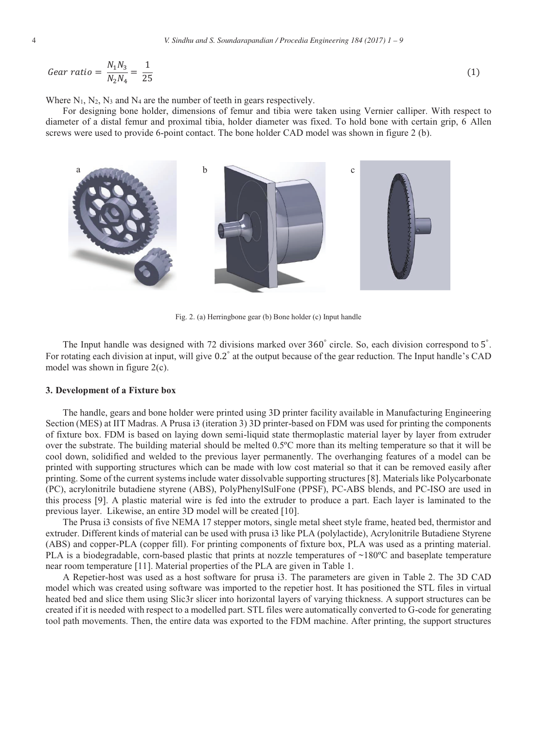$$Gear\ ratio = \frac{N_1 N_3}{N_2 N_4} = \frac{1}{25} \tag{1}$$

Where $N_1$, $N_2$, $N_3$ and $N_4$ are the number of teeth in gears respectively.

For designing bone holder, dimensions of femur and tibia were taken using Vernier calliper. With respect to diameter of a distal femur and proximal tibia, holder diameter was fixed. To hold bone with certain grip, 6 Allen screws were used to provide 6-point contact. The bone holder CAD model was shown in figure 2 (b).

Fig. 2. (a) Herringbone gear (b) Bone holder (c) Input handle

The Input handle was designed with 72 divisions marked over $360^\circ$ circle. So, each division correspond to $5^\circ$. For rotating each division at input, will give $0.2^\circ$ at the output because of the gear reduction. The Input handle's CAD model was shown in figure 2(c).

## 3. Development of a Fixture box

The handle, gears and bone holder were printed using 3D printer facility available in Manufacturing Engineering Section (MES) at IIT Madras. A Prusa i3 (iteration 3) 3D printer-based on FDM was used for printing the components of fixture box. FDM is based on laying down semi-liquid state thermoplastic material layer by layer from extruder over the substrate. The building material should be melted 0.5ºC more than its melting temperature so that it will be cool down, solidified and welded to the previous layer permanently. The overhanging features of a model can be printed with supporting structures which can be made with low cost material so that it can be removed easily after printing. Some of the current systems include water dissolvable supporting structures [8]. Materials like Polycarbonate (PC), acrylonitrile butadiene styrene (ABS), PolyPhenylSulFone (PPSF), PC-ABS blends, and PC-ISO are used in this process [9]. A plastic material wire is fed into the extruder to produce a part. Each layer is laminated to the previous layer. Likewise, an entire 3D model will be created [10].

The Prusa i3 consists of five NEMA 17 stepper motors, single metal sheet style frame, heated bed, thermistor and extruder. Different kinds of material can be used with prusa i3 like PLA (polylactide), Acrylonitrile Butadiene Styrene (ABS) and copper-PLA (copper fill). For printing components of fixture box, PLA was used as a printing material. PLA is a biodegradable, corn-based plastic that prints at nozzle temperatures of ~180ºC and baseplate temperature near room temperature [11]. Material properties of the PLA are given in Table 1.

A Repetier-host was used as a host software for prusa i3. The parameters are given in Table 2. The 3D CAD model which was created using software was imported to the repetier host. It has positioned the STL files in virtual heated bed and slice them using Slic3r slicer into horizontal layers of varying thickness. A support structures can be created if it is needed with respect to a modelled part. STL files were automatically converted to G-code for generating tool path movements. Then, the entire data was exported to the FDM machine. After printing, the support structures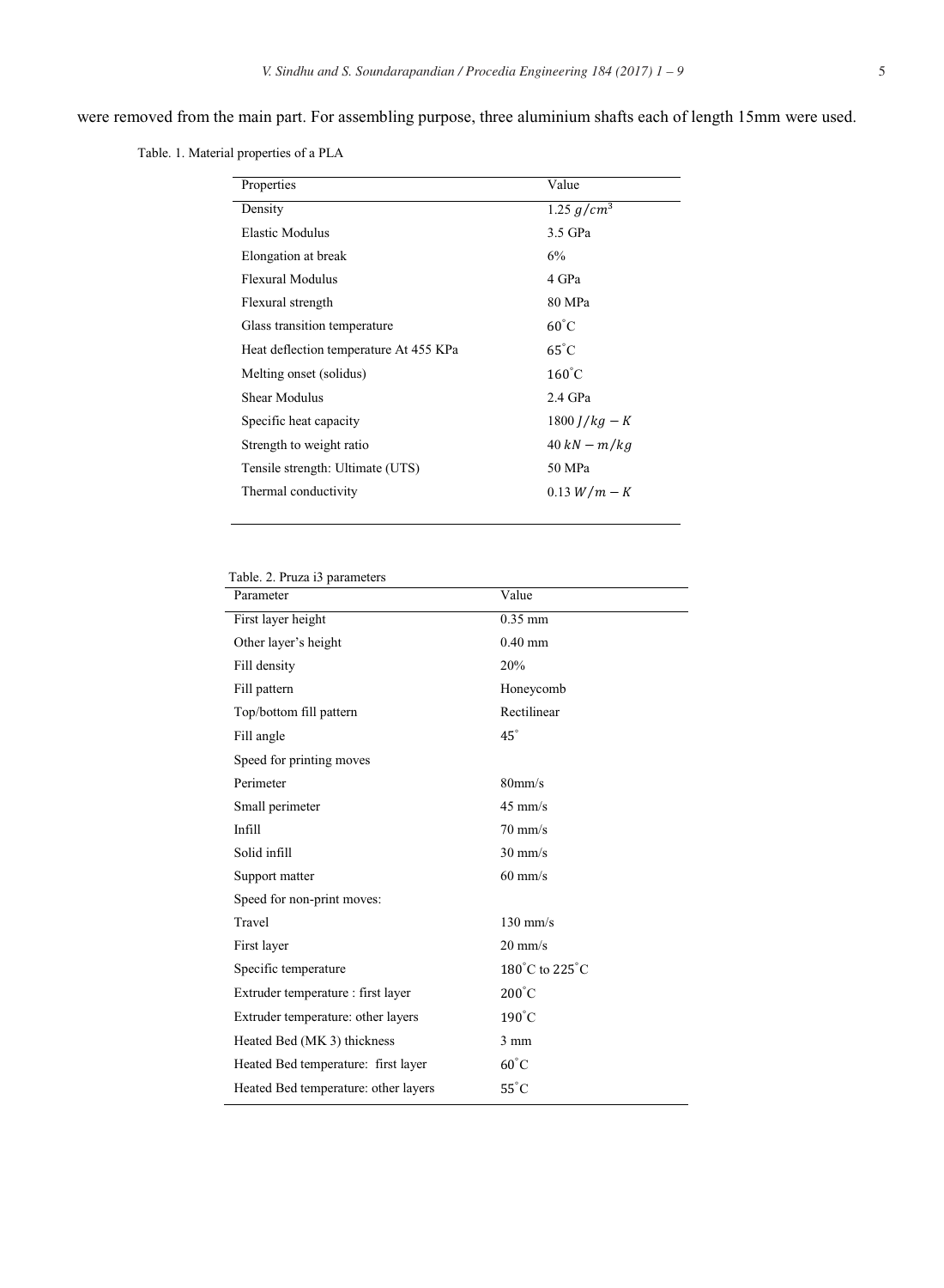were removed from the main part. For assembling purpose, three aluminium shafts each of length 15mm were used.

Table. 1. Material properties of a PLA

| Properties | Value |
| --- | --- |
| Density | 1.25 $g/cm^3$ |
| Elastic Modulus | 3.5 GPa |
| Elongation at break | 6% |
| Flexural Modulus | 4 GPa |
| Flexural strength | 80 MPa |
| Glass transition temperature | $60^{\circ}$C |
| Heat deflection temperature At 455 KPa | $65^{\circ}$C |
| Melting onset (solidus) | $160^{\circ}$C |
| Shear Modulus | 2.4 GPa |
| Specific heat capacity | 1800 $J/kg-K$ |
| Strength to weight ratio | 40 $kN-m/kg$ |
| Tensile strength: Ultimate (UTS) | 50 MPa |
| Thermal conductivity | 0.13 $W/m-K$ |

Table. 2. Pruza i3 parameters

| Parameter | Value |
| --- | --- |
| First layer height | 0.35 mm |
| Other layer's height | 0.40 mm |
| Fill density | 20% |
| Fill pattern | Honeycomb |
| Top/bottom fill pattern | Rectilinear |
| Fill angle | $45^{\circ}$ |
| Speed for printing moves | |
| Perimeter | 80mm/s |
| Small perimeter | 45 mm/s |
| Infill | 70 mm/s |
| Solid infill | 30 mm/s |
| Support matter | 60 mm/s |
| Speed for non-print moves: | |
| Travel | 130 mm/s |
| First layer | 20 mm/s |
| Specific temperature | $180^{\circ}$C to $225^{\circ}$C |
| Extruder temperature : first layer | $200^{\circ}$C |
| Extruder temperature: other layers | $190^{\circ}$C |
| Heated Bed (MK 3) thickness | 3 mm |
| Heated Bed temperature: first layer | $60^{\circ}$C |
| Heated Bed temperature: other layers | $55^{\circ}$C |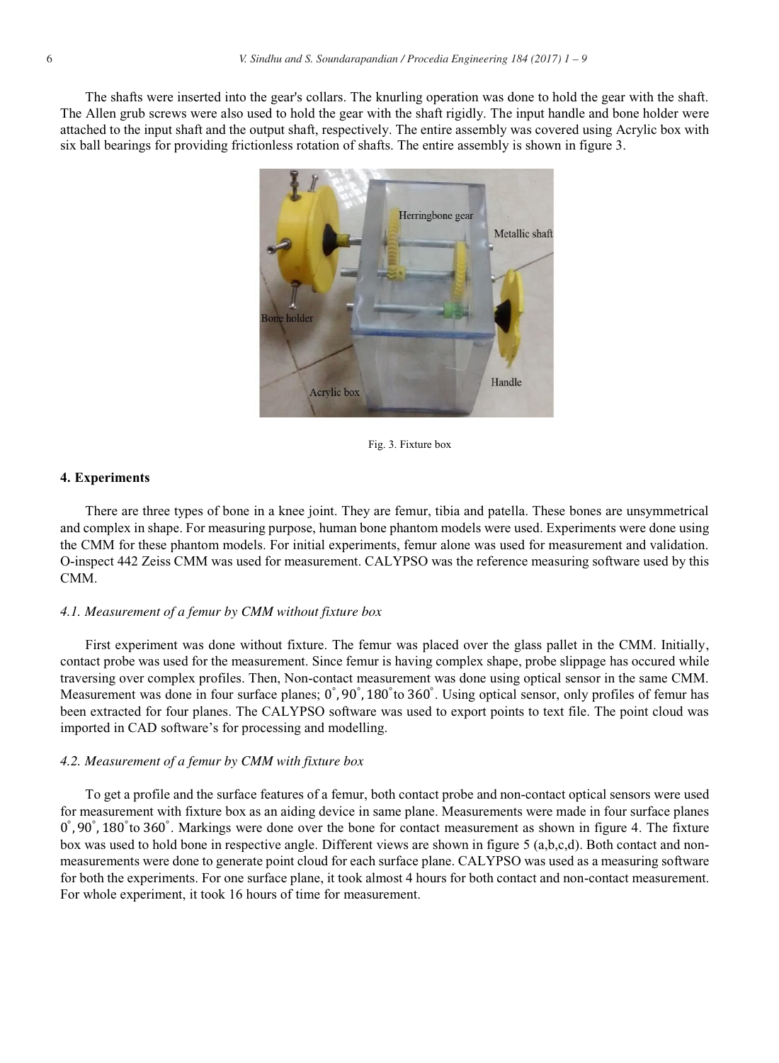The shafts were inserted into the gear's collars. The knurling operation was done to hold the gear with the shaft. The Allen grub screws were also used to hold the gear with the shaft rigidly. The input handle and bone holder were attached to the input shaft and the output shaft, respectively. The entire assembly was covered using Acrylic box with six ball bearings for providing frictionless rotation of shafts. The entire assembly is shown in figure 3.

Fig. 3. Fixture box

## 4. Experiments

There are three types of bone in a knee joint. They are femur, tibia and patella. These bones are unsymmetrical and complex in shape. For measuring purpose, human bone phantom models were used. Experiments were done using the CMM for these phantom models. For initial experiments, femur alone was used for measurement and validation. O-inspect 442 Zeiss CMM was used for measurement. CALYPSO was the reference measuring software used by this CMM.

### *4.1. Measurement of a femur by CMM without fixture box*

First experiment was done without fixture. The femur was placed over the glass pallet in the CMM. Initially, contact probe was used for the measurement. Since femur is having complex shape, probe slippage has occured while traversing over complex profiles. Then, Non-contact measurement was done using optical sensor in the same CMM. Measurement was done in four surface planes; $0^{\circ}, 90^{\circ}, 180^{\circ}$ to $360^{\circ}$. Using optical sensor, only profiles of femur has been extracted for four planes. The CALYPSO software was used to export points to text file. The point cloud was imported in CAD software's for processing and modelling.

### *4.2. Measurement of a femur by CMM with fixture box*

To get a profile and the surface features of a femur, both contact probe and non-contact optical sensors were used for measurement with fixture box as an aiding device in same plane. Measurements were made in four surface planes $0^{\circ}, 90^{\circ}, 180^{\circ}$ to $360^{\circ}$. Markings were done over the bone for contact measurement as shown in figure 4. The fixture box was used to hold bone in respective angle. Different views are shown in figure 5 (a,b,c,d). Both contact and non-measurements were done to generate point cloud for each surface plane. CALYPSO was used as a measuring software for both the experiments. For one surface plane, it took almost 4 hours for both contact and non-contact measurement. For whole experiment, it took 16 hours of time for measurement.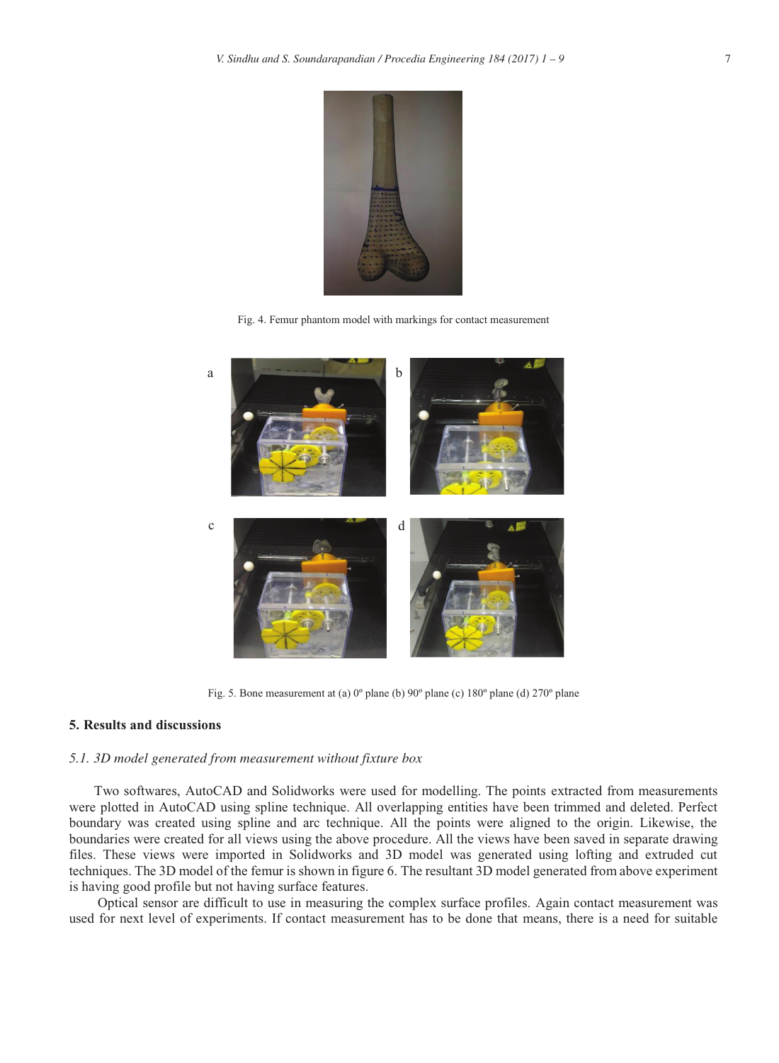Fig. 4. Femur phantom model with markings for contact measurement

Fig. 5. Bone measurement at (a) 0º plane (b) 90º plane (c) 180º plane (d) 270º plane

## 5. Results and discussions

### *5.1. 3D model generated from measurement without fixture box*

Two softwares, AutoCAD and Solidworks were used for modelling. The points extracted from measurements were plotted in AutoCAD using spline technique. All overlapping entities have been trimmed and deleted. Perfect boundary was created using spline and arc technique. All the points were aligned to the origin. Likewise, the boundaries were created for all views using the above procedure. All the views have been saved in separate drawing files. These views were imported in Solidworks and 3D model was generated using lofting and extruded cut techniques. The 3D model of the femur is shown in figure 6. The resultant 3D model generated from above experiment is having good profile but not having surface features.

Optical sensor are difficult to use in measuring the complex surface profiles. Again contact measurement was used for next level of experiments. If contact measurement has to be done that means, there is a need for suitable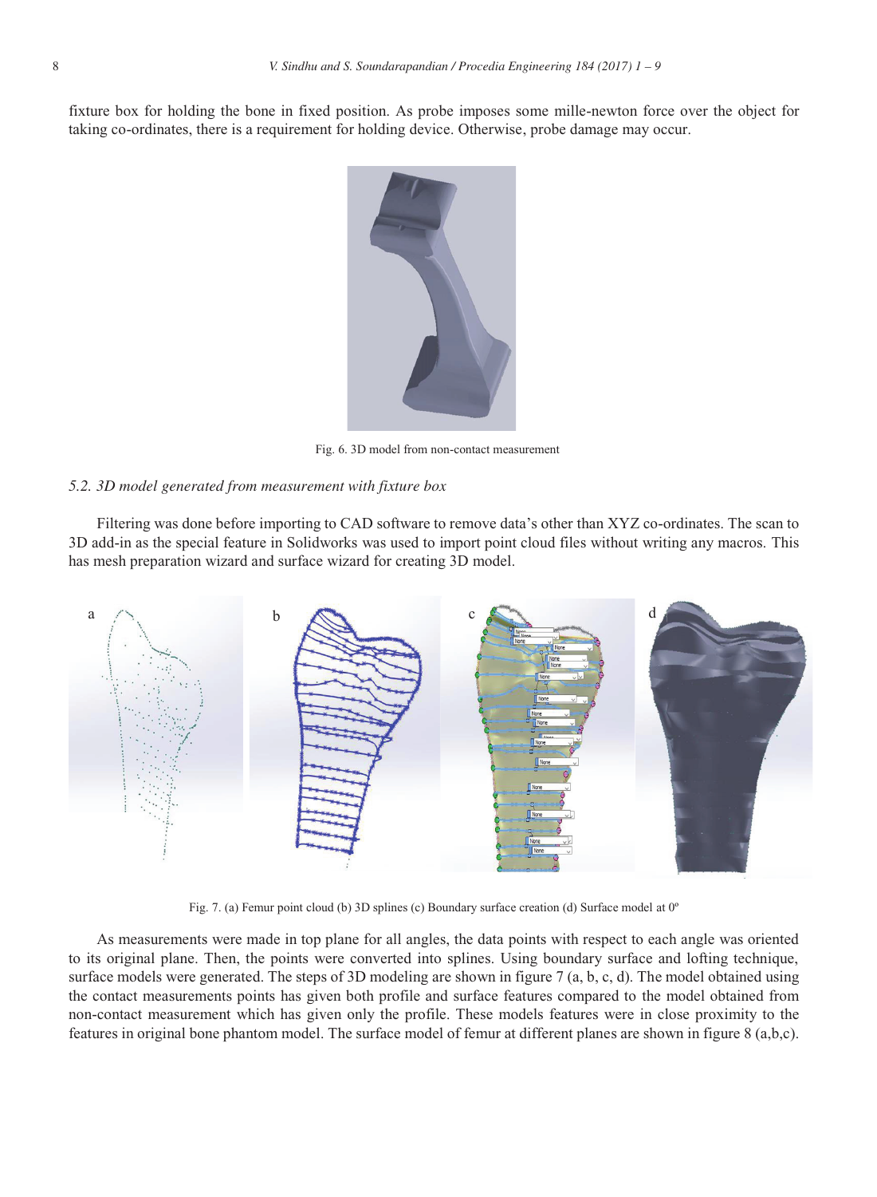fixture box for holding the bone in fixed position. As probe imposes some mille-newton force over the object for taking co-ordinates, there is a requirement for holding device. Otherwise, probe damage may occur.

Fig. 6. 3D model from non-contact measurement

### *5.2. 3D model generated from measurement with fixture box*

Filtering was done before importing to CAD software to remove data's other than XYZ co-ordinates. The scan to 3D add-in as the special feature in Solidworks was used to import point cloud files without writing any macros. This has mesh preparation wizard and surface wizard for creating 3D model.

Fig. 7. (a) Femur point cloud (b) 3D splines (c) Boundary surface creation (d) Surface model at 0º

As measurements were made in top plane for all angles, the data points with respect to each angle was oriented to its original plane. Then, the points were converted into splines. Using boundary surface and lofting technique, surface models were generated. The steps of 3D modeling are shown in figure 7 (a, b, c, d). The model obtained using the contact measurements points has given both profile and surface features compared to the model obtained from non-contact measurement which has given only the profile. These models features were in close proximity to the features in original bone phantom model. The surface model of femur at different planes are shown in figure 8 (a,b,c).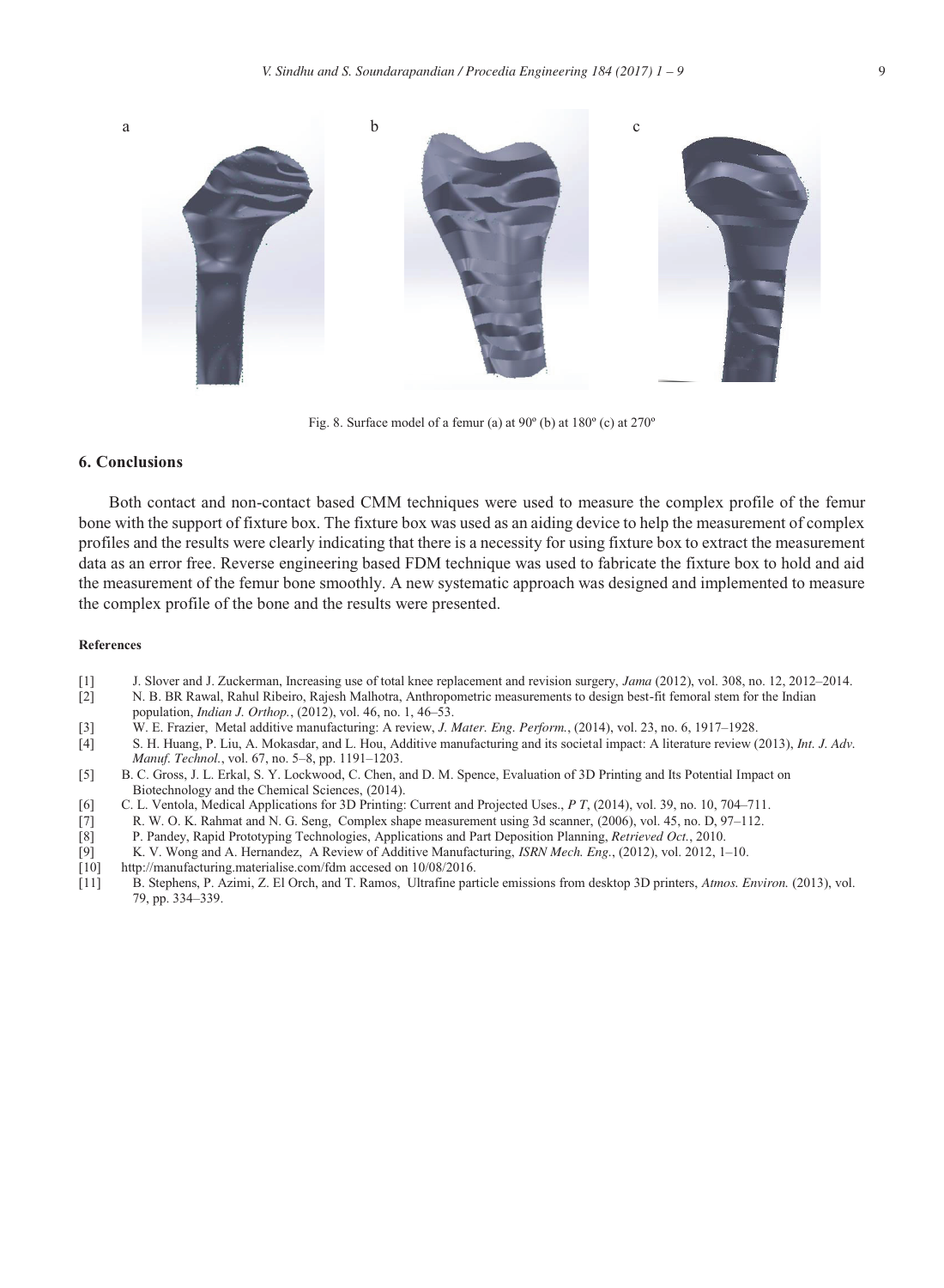a

b

c

Fig. 8. Surface model of a femur (a) at 90º (b) at 180º (c) at 270º

## 6. Conclusions

Both contact and non-contact based CMM techniques were used to measure the complex profile of the femur bone with the support of fixture box. The fixture box was used as an aiding device to help the measurement of complex profiles and the results were clearly indicating that there is a necessity for using fixture box to extract the measurement data as an error free. Reverse engineering based FDM technique was used to fabricate the fixture box to hold and aid the measurement of the femur bone smoothly. A new systematic approach was designed and implemented to measure the complex profile of the bone and the results were presented.

#### References

[1] J. Slover and J. Zuckerman, Increasing use of total knee replacement and revision surgery, *Jama* (2012), vol. 308, no. 12, 2012–2014.

[2] N. B. BR Rawal, Rahul Ribeiro, Rajesh Malhotra, Anthropometric measurements to design best-fit femoral stem for the Indian population, *Indian J. Orthop.*, (2012), vol. 46, no. 1, 46–53.

[3] W. E. Frazier, Metal additive manufacturing: A review, *J. Mater. Eng. Perform.*, (2014), vol. 23, no. 6, 1917–1928.

[4] S. H. Huang, P. Liu, A. Mokasdar, and L. Hou, Additive manufacturing and its societal impact: A literature review (2013), *Int. J. Adv. Manuf. Technol.*, vol. 67, no. 5–8, pp. 1191–1203.

[5] B. C. Gross, J. L. Erkal, S. Y. Lockwood, C. Chen, and D. M. Spence, Evaluation of 3D Printing and Its Potential Impact on Biotechnology and the Chemical Sciences, (2014).

[6] C. L. Ventola, Medical Applications for 3D Printing: Current and Projected Uses., *P T*, (2014), vol. 39, no. 10, 704–711.

[7] R. W. O. K. Rahmat and N. G. Seng, Complex shape measurement using 3d scanner, (2006), vol. 45, no. D, 97–112.

[8] P. Pandey, Rapid Prototyping Technologies, Applications and Part Deposition Planning, *Retrieved Oct.*, 2010.

[9] K. V. Wong and A. Hernandez, A Review of Additive Manufacturing, *ISRN Mech. Eng.*, (2012), vol. 2012, 1–10.

[10] http://manufacturing.materialise.com/fdm accesed on 10/08/2016.

[11] B. Stephens, P. Azimi, Z. El Orch, and T. Ramos, Ultrafine particle emissions from desktop 3D printers, *Atmos. Environ.* (2013), vol. 79, pp. 334–339.